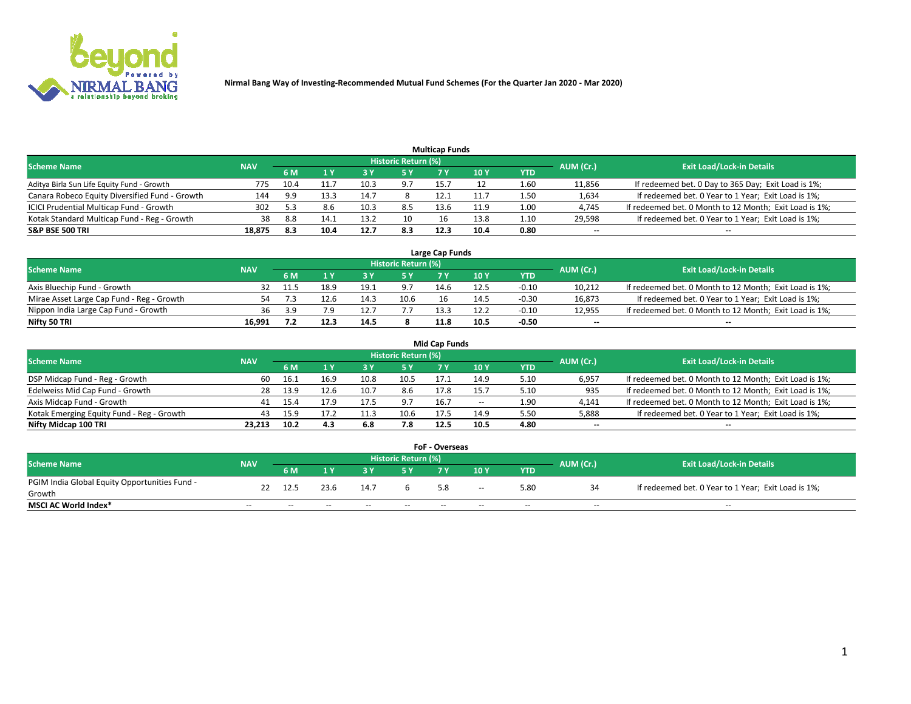# Nirmal Bang Way of Investing-Recommended Mutual Fund Schemes (For the Quarter Jan 2020 - Mar 2020)

## Multicap Funds

| Scheme Name | NAV | Historic Return (%) | | | | | | | AUM (Cr.) | Exit Load/Lock-in Details |
|---|---|---|---|---|---|---|---|---|---|---|
| | | 6 M | 1 Y | 3 Y | 5 Y | 7 Y | 10 Y | YTD | | |
| Aditya Birla Sun Life Equity Fund - Growth | 775 | 10.4 | 11.7 | 10.3 | 9.7 | 15.7 | 12 | 1.60 | 11,856 | If redeemed bet. 0 Day to 365 Day; Exit Load is 1%; |
| Canara Robeco Equity Diversified Fund - Growth | 144 | 9.9 | 13.3 | 14.7 | 8 | 12.1 | 11.7 | 1.50 | 1,634 | If redeemed bet. 0 Year to 1 Year; Exit Load is 1%; |
| ICICI Prudential Multicap Fund - Growth | 302 | 5.3 | 8.6 | 10.3 | 8.5 | 13.6 | 11.9 | 1.00 | 4,745 | If redeemed bet. 0 Month to 12 Month; Exit Load is 1%; |
| Kotak Standard Multicap Fund - Reg - Growth | 38 | 8.8 | 14.1 | 13.2 | 10 | 16 | 13.8 | 1.10 | 29,598 | If redeemed bet. 0 Year to 1 Year; Exit Load is 1%; |
| **S&P BSE 500 TRI** | **18,875** | **8.3** | **10.4** | **12.7** | **8.3** | **12.3** | **10.4** | **0.80** | **--** | **--** |

## Large Cap Funds

| Scheme Name | NAV | Historic Return (%) | | | | | | | AUM (Cr.) | Exit Load/Lock-in Details |
|---|---|---|---|---|---|---|---|---|---|---|
| | | 6 M | 1 Y | 3 Y | 5 Y | 7 Y | 10 Y | YTD | | |
| Axis Bluechip Fund - Growth | 32 | 11.5 | 18.9 | 19.1 | 9.7 | 14.6 | 12.5 | -0.10 | 10,212 | If redeemed bet. 0 Month to 12 Month; Exit Load is 1%; |
| Mirae Asset Large Cap Fund - Reg - Growth | 54 | 7.3 | 12.6 | 14.3 | 10.6 | 16 | 14.5 | -0.30 | 16,873 | If redeemed bet. 0 Year to 1 Year; Exit Load is 1%; |
| Nippon India Large Cap Fund - Growth | 36 | 3.9 | 7.9 | 12.7 | 7.7 | 13.3 | 12.2 | -0.10 | 12,955 | If redeemed bet. 0 Month to 12 Month; Exit Load is 1%; |
| **Nifty 50 TRI** | **16,991** | **7.2** | **12.3** | **14.5** | **8** | **11.8** | **10.5** | **-0.50** | **--** | **--** |

## Mid Cap Funds

| Scheme Name | NAV | Historic Return (%) | | | | | | | AUM (Cr.) | Exit Load/Lock-in Details |
|---|---|---|---|---|---|---|---|---|---|---|
| | | 6 M | 1 Y | 3 Y | 5 Y | 7 Y | 10 Y | YTD | | |
| DSP Midcap Fund - Reg - Growth | 60 | 16.1 | 16.9 | 10.8 | 10.5 | 17.1 | 14.9 | 5.10 | 6,957 | If redeemed bet. 0 Month to 12 Month; Exit Load is 1%; |
| Edelweiss Mid Cap Fund - Growth | 28 | 13.9 | 12.6 | 10.7 | 8.6 | 17.8 | 15.7 | 5.10 | 935 | If redeemed bet. 0 Month to 12 Month; Exit Load is 1%; |
| Axis Midcap Fund - Growth | 41 | 15.4 | 17.9 | 17.5 | 9.7 | 16.7 | -- | 1.90 | 4,141 | If redeemed bet. 0 Month to 12 Month; Exit Load is 1%; |
| Kotak Emerging Equity Fund - Reg - Growth | 43 | 15.9 | 17.2 | 11.3 | 10.6 | 17.5 | 14.9 | 5.50 | 5,888 | If redeemed bet. 0 Year to 1 Year; Exit Load is 1%; |
| **Nifty Midcap 100 TRI** | **23,213** | **10.2** | **4.3** | **6.8** | **7.8** | **12.5** | **10.5** | **4.80** | **--** | **--** |

## FoF - Overseas

| Scheme Name | NAV | Historic Return (%) | | | | | | | AUM (Cr.) | Exit Load/Lock-in Details |
|---|---|---|---|---|---|---|---|---|---|---|
| | | 6 M | 1 Y | 3 Y | 5 Y | 7 Y | 10 Y | YTD | | |
| PGIM India Global Equity Opportunities Fund - Growth | 22 | 12.5 | 23.6 | 14.7 | 6 | 5.8 | -- | 5.80 | 34 | If redeemed bet. 0 Year to 1 Year; Exit Load is 1%; |
| **MSCI AC World Index*** | -- | -- | -- | -- | -- | -- | -- | -- | -- | -- |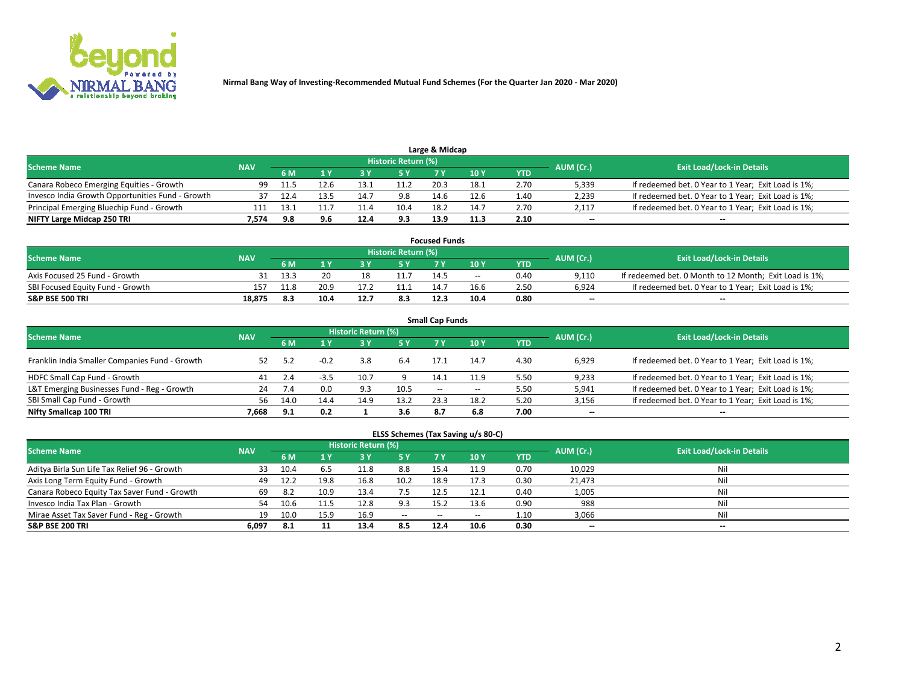Nirmal Bang Way of Investing-Recommended Mutual Fund Schemes (For the Quarter Jan 2020 - Mar 2020)

## Large & Midcap

| Scheme Name | NAV | Historic Return (%) | | | | | | | AUM (Cr.) | Exit Load/Lock-in Details |
|---|---|---|---|---|---|---|---|---|---|---|
| | | 6 M | 1 Y | 3 Y | 5 Y | 7 Y | 10 Y | YTD | | |
| Canara Robeco Emerging Equities - Growth | 99 | 11.5 | 12.6 | 13.1 | 11.2 | 20.3 | 18.1 | 2.70 | 5,339 | If redeemed bet. 0 Year to 1 Year; Exit Load is 1%; |
| Invesco India Growth Opportunities Fund - Growth | 37 | 12.4 | 13.5 | 14.7 | 9.8 | 14.6 | 12.6 | 1.40 | 2,239 | If redeemed bet. 0 Year to 1 Year; Exit Load is 1%; |
| Principal Emerging Bluechip Fund - Growth | 111 | 13.1 | 11.7 | 11.4 | 10.4 | 18.2 | 14.7 | 2.70 | 2,117 | If redeemed bet. 0 Year to 1 Year; Exit Load is 1%; |
| **NIFTY Large Midcap 250 TRI** | **7,574** | **9.8** | **9.6** | **12.4** | **9.3** | **13.9** | **11.3** | **2.10** | -- | -- |

## Focused Funds

| Scheme Name | NAV | Historic Return (%) | | | | | | | AUM (Cr.) | Exit Load/Lock-in Details |
|---|---|---|---|---|---|---|---|---|---|---|
| | | 6 M | 1 Y | 3 Y | 5 Y | 7 Y | 10 Y | YTD | | |
| Axis Focused 25 Fund - Growth | 31 | 13.3 | 20 | 18 | 11.7 | 14.5 | -- | 0.40 | 9,110 | If redeemed bet. 0 Month to 12 Month; Exit Load is 1%; |
| SBI Focused Equity Fund - Growth | 157 | 11.8 | 20.9 | 17.2 | 11.1 | 14.7 | 16.6 | 2.50 | 6,924 | If redeemed bet. 0 Year to 1 Year; Exit Load is 1%; |
| **S&P BSE 500 TRI** | **18,875** | **8.3** | **10.4** | **12.7** | **8.3** | **12.3** | **10.4** | **0.80** | -- | -- |

## Small Cap Funds

| Scheme Name | NAV | Historic Return (%) | | | | | | | AUM (Cr.) | Exit Load/Lock-in Details |
|---|---|---|---|---|---|---|---|---|---|---|
| | | 6 M | 1 Y | 3 Y | 5 Y | 7 Y | 10 Y | YTD | | |
| Franklin India Smaller Companies Fund - Growth | 52 | 5.2 | -0.2 | 3.8 | 6.4 | 17.1 | 14.7 | 4.30 | 6,929 | If redeemed bet. 0 Year to 1 Year; Exit Load is 1%; |
| HDFC Small Cap Fund - Growth | 41 | 2.4 | -3.5 | 10.7 | 9 | 14.1 | 11.9 | 5.50 | 9,233 | If redeemed bet. 0 Year to 1 Year; Exit Load is 1%; |
| L&T Emerging Businesses Fund - Reg - Growth | 24 | 7.4 | 0.0 | 9.3 | 10.5 | -- | -- | 5.50 | 5,941 | If redeemed bet. 0 Year to 1 Year; Exit Load is 1%; |
| SBI Small Cap Fund - Growth | 56 | 14.0 | 14.4 | 14.9 | 13.2 | 23.3 | 18.2 | 5.20 | 3,156 | If redeemed bet. 0 Year to 1 Year; Exit Load is 1%; |
| **Nifty Smallcap 100 TRI** | **7,668** | **9.1** | **0.2** | **1** | **3.6** | **8.7** | **6.8** | **7.00** | -- | -- |

## ELSS Schemes (Tax Saving u/s 80-C)

| Scheme Name | NAV | Historic Return (%) | | | | | | | AUM (Cr.) | Exit Load/Lock-in Details |
|---|---|---|---|---|---|---|---|---|---|---|
| | | 6 M | 1 Y | 3 Y | 5 Y | 7 Y | 10 Y | YTD | | |
| Aditya Birla Sun Life Tax Relief 96 - Growth | 33 | 10.4 | 6.5 | 11.8 | 8.8 | 15.4 | 11.9 | 0.70 | 10,029 | Nil |
| Axis Long Term Equity Fund - Growth | 49 | 12.2 | 19.8 | 16.8 | 10.2 | 18.9 | 17.3 | 0.30 | 21,473 | Nil |
| Canara Robeco Equity Tax Saver Fund - Growth | 69 | 8.2 | 10.9 | 13.4 | 7.5 | 12.5 | 12.1 | 0.40 | 1,005 | Nil |
| Invesco India Tax Plan - Growth | 54 | 10.6 | 11.5 | 12.8 | 9.3 | 15.2 | 13.6 | 0.90 | 988 | Nil |
| Mirae Asset Tax Saver Fund - Reg - Growth | 19 | 10.0 | 15.9 | 16.9 | -- | -- | -- | 1.10 | 3,066 | Nil |
| **S&P BSE 200 TRI** | **6,097** | **8.1** | **11** | **13.4** | **8.5** | **12.4** | **10.6** | **0.30** | -- | -- |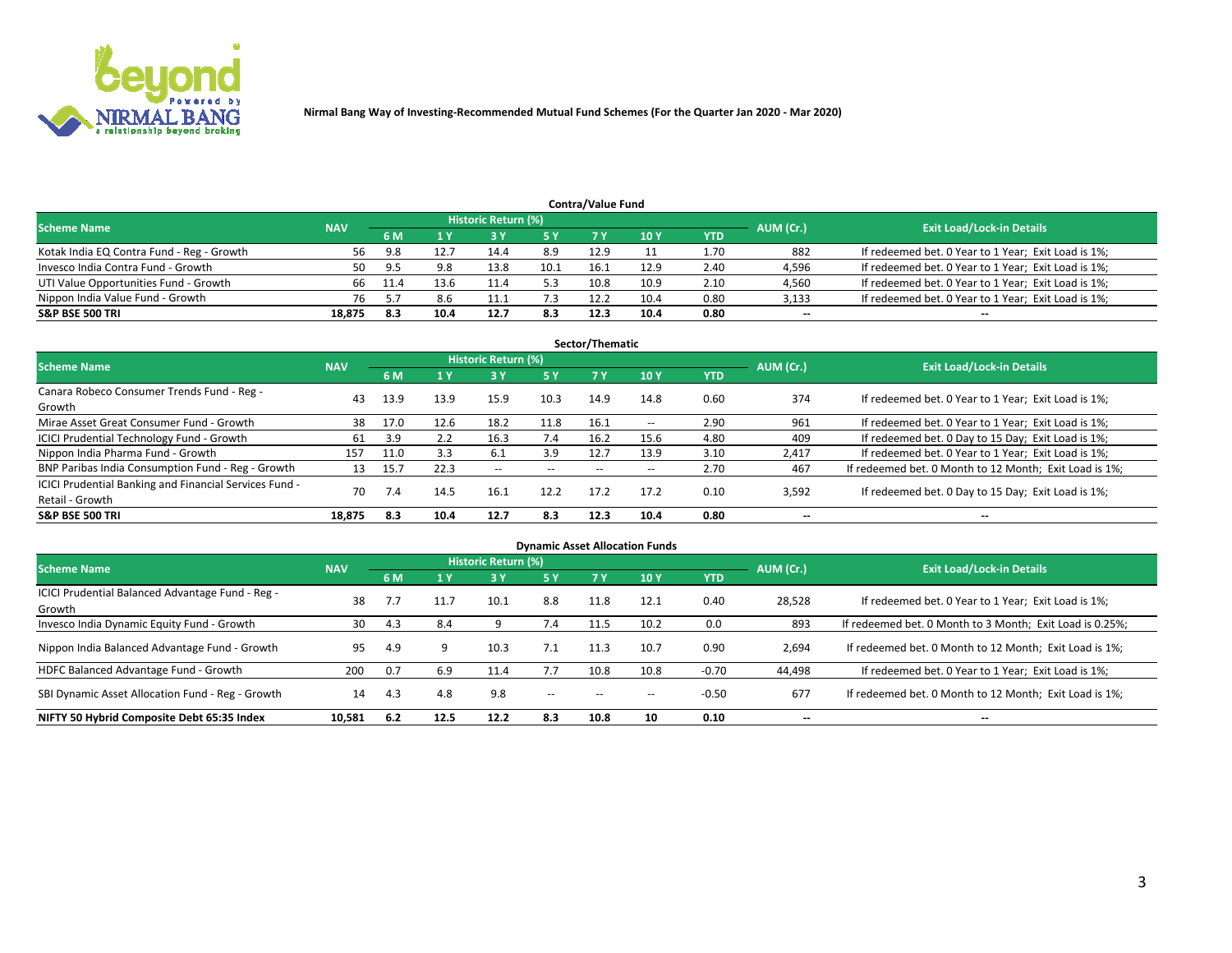Nirmal Bang Way of Investing-Recommended Mutual Fund Schemes (For the Quarter Jan 2020 - Mar 2020)

## Contra/Value Fund

| Scheme Name | NAV | Historic Return (%) | | | | | | YTD | AUM (Cr.) | Exit Load/Lock-in Details |
|---|---|---|---|---|---|---|---|---|---|---|
| | | 6 M | 1 Y | 3 Y | 5 Y | 7 Y | 10 Y | | | |
| Kotak India EQ Contra Fund - Reg - Growth | 56 | 9.8 | 12.7 | 14.4 | 8.9 | 12.9 | 11 | 1.70 | 882 | If redeemed bet. 0 Year to 1 Year; Exit Load is 1%; |
| Invesco India Contra Fund - Growth | 50 | 9.5 | 9.8 | 13.8 | 10.1 | 16.1 | 12.9 | 2.40 | 4,596 | If redeemed bet. 0 Year to 1 Year; Exit Load is 1%; |
| UTI Value Opportunities Fund - Growth | 66 | 11.4 | 13.6 | 11.4 | 5.3 | 10.8 | 10.9 | 2.10 | 4,560 | If redeemed bet. 0 Year to 1 Year; Exit Load is 1%; |
| Nippon India Value Fund - Growth | 76 | 5.7 | 8.6 | 11.1 | 7.3 | 12.2 | 10.4 | 0.80 | 3,133 | If redeemed bet. 0 Year to 1 Year; Exit Load is 1%; |
| **S&P BSE 500 TRI** | **18,875** | **8.3** | **10.4** | **12.7** | **8.3** | **12.3** | **10.4** | **0.80** | **--** | **--** |

## Sector/Thematic

| Scheme Name | NAV | Historic Return (%) | | | | | | YTD | AUM (Cr.) | Exit Load/Lock-in Details |
|---|---|---|---|---|---|---|---|---|---|---|
| | | 6 M | 1 Y | 3 Y | 5 Y | 7 Y | 10 Y | | | |
| Canara Robeco Consumer Trends Fund - Reg - Growth | 43 | 13.9 | 13.9 | 15.9 | 10.3 | 14.9 | 14.8 | 0.60 | 374 | If redeemed bet. 0 Year to 1 Year; Exit Load is 1%; |
| Mirae Asset Great Consumer Fund - Growth | 38 | 17.0 | 12.6 | 18.2 | 11.8 | 16.1 | -- | 2.90 | 961 | If redeemed bet. 0 Year to 1 Year; Exit Load is 1%; |
| ICICI Prudential Technology Fund - Growth | 61 | 3.9 | 2.2 | 16.3 | 7.4 | 16.2 | 15.6 | 4.80 | 409 | If redeemed bet. 0 Day to 15 Day; Exit Load is 1%; |
| Nippon India Pharma Fund - Growth | 157 | 11.0 | 3.3 | 6.1 | 3.9 | 12.7 | 13.9 | 3.10 | 2,417 | If redeemed bet. 0 Year to 1 Year; Exit Load is 1%; |
| BNP Paribas India Consumption Fund - Reg - Growth | 13 | 15.7 | 22.3 | -- | -- | -- | -- | 2.70 | 467 | If redeemed bet. 0 Month to 12 Month; Exit Load is 1%; |
| ICICI Prudential Banking and Financial Services Fund - Retail - Growth | 70 | 7.4 | 14.5 | 16.1 | 12.2 | 17.2 | 17.2 | 0.10 | 3,592 | If redeemed bet. 0 Day to 15 Day; Exit Load is 1%; |
| **S&P BSE 500 TRI** | **18,875** | **8.3** | **10.4** | **12.7** | **8.3** | **12.3** | **10.4** | **0.80** | **--** | **--** |

## Dynamic Asset Allocation Funds

| Scheme Name | NAV | Historic Return (%) | | | | | | YTD | AUM (Cr.) | Exit Load/Lock-in Details |
|---|---|---|---|---|---|---|---|---|---|---|
| | | 6 M | 1 Y | 3 Y | 5 Y | 7 Y | 10 Y | | | |
| ICICI Prudential Balanced Advantage Fund - Reg - Growth | 38 | 7.7 | 11.7 | 10.1 | 8.8 | 11.8 | 12.1 | 0.40 | 28,528 | If redeemed bet. 0 Year to 1 Year; Exit Load is 1%; |
| Invesco India Dynamic Equity Fund - Growth | 30 | 4.3 | 8.4 | 9 | 7.4 | 11.5 | 10.2 | 0.0 | 893 | If redeemed bet. 0 Month to 3 Month; Exit Load is 0.25%; |
| Nippon India Balanced Advantage Fund - Growth | 95 | 4.9 | 9 | 10.3 | 7.1 | 11.3 | 10.7 | 0.90 | 2,694 | If redeemed bet. 0 Month to 12 Month; Exit Load is 1%; |
| HDFC Balanced Advantage Fund - Growth | 200 | 0.7 | 6.9 | 11.4 | 7.7 | 10.8 | 10.8 | -0.70 | 44,498 | If redeemed bet. 0 Year to 1 Year; Exit Load is 1%; |
| SBI Dynamic Asset Allocation Fund - Reg - Growth | 14 | 4.3 | 4.8 | 9.8 | -- | -- | -- | -0.50 | 677 | If redeemed bet. 0 Month to 12 Month; Exit Load is 1%; |
| **NIFTY 50 Hybrid Composite Debt 65:35 Index** | **10,581** | **6.2** | **12.5** | **12.2** | **8.3** | **10.8** | **10** | **0.10** | **--** | **--** |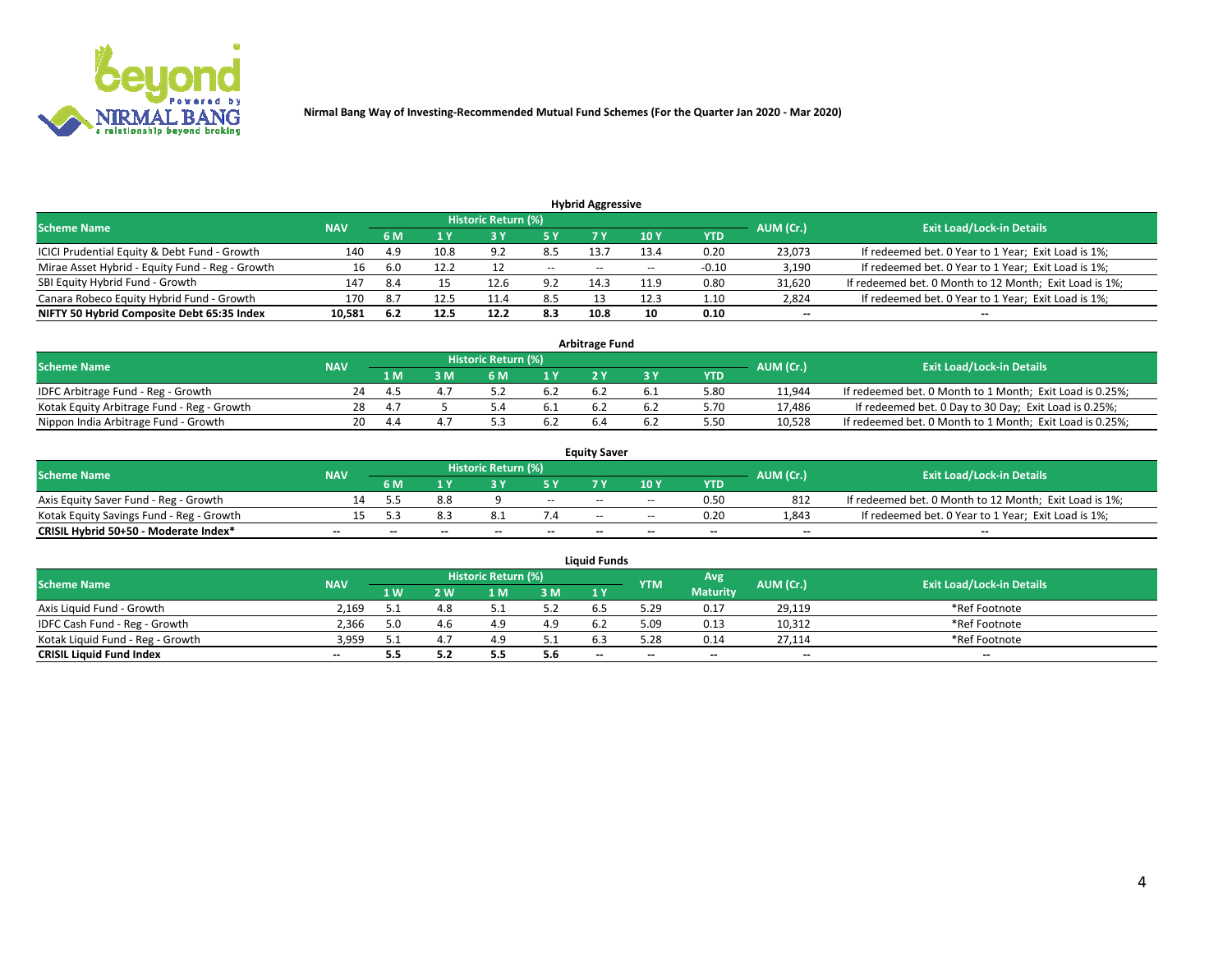Nirmal Bang Way of Investing-Recommended Mutual Fund Schemes (For the Quarter Jan 2020 - Mar 2020)

## Hybrid Aggressive

| Scheme Name | NAV | Historic Return (%) | | | | | | | AUM (Cr.) | Exit Load/Lock-in Details |
|---|---|---|---|---|---|---|---|---|---|---|
| | | 6 M | 1 Y | 3 Y | 5 Y | 7 Y | 10 Y | YTD | | |
| ICICI Prudential Equity & Debt Fund - Growth | 140 | 4.9 | 10.8 | 9.2 | 8.5 | 13.7 | 13.4 | 0.20 | 23,073 | If redeemed bet. 0 Year to 1 Year; Exit Load is 1%; |
| Mirae Asset Hybrid - Equity Fund - Reg - Growth | 16 | 6.0 | 12.2 | 12 | -- | -- | -- | -0.10 | 3,190 | If redeemed bet. 0 Year to 1 Year; Exit Load is 1%; |
| SBI Equity Hybrid Fund - Growth | 147 | 8.4 | 15 | 12.6 | 9.2 | 14.3 | 11.9 | 0.80 | 31,620 | If redeemed bet. 0 Month to 12 Month; Exit Load is 1%; |
| Canara Robeco Equity Hybrid Fund - Growth | 170 | 8.7 | 12.5 | 11.4 | 8.5 | 13 | 12.3 | 1.10 | 2,824 | If redeemed bet. 0 Year to 1 Year; Exit Load is 1%; |
| **NIFTY 50 Hybrid Composite Debt 65:35 Index** | **10,581** | **6.2** | **12.5** | **12.2** | **8.3** | **10.8** | **10** | **0.10** | **--** | **--** |

## Arbitrage Fund

| Scheme Name | NAV | Historic Return (%) | | | | | | | AUM (Cr.) | Exit Load/Lock-in Details |
|---|---|---|---|---|---|---|---|---|---|---|
| | | 1 M | 3 M | 6 M | 1 Y | 2 Y | 3 Y | YTD | | |
| IDFC Arbitrage Fund - Reg - Growth | 24 | 4.5 | 4.7 | 5.2 | 6.2 | 6.2 | 6.1 | 5.80 | 11,944 | If redeemed bet. 0 Month to 1 Month; Exit Load is 0.25%; |
| Kotak Equity Arbitrage Fund - Reg - Growth | 28 | 4.7 | 5 | 5.4 | 6.1 | 6.2 | 6.2 | 5.70 | 17,486 | If redeemed bet. 0 Day to 30 Day; Exit Load is 0.25%; |
| Nippon India Arbitrage Fund - Growth | 20 | 4.4 | 4.7 | 5.3 | 6.2 | 6.4 | 6.2 | 5.50 | 10,528 | If redeemed bet. 0 Month to 1 Month; Exit Load is 0.25%; |

## Equity Saver

| Scheme Name | NAV | Historic Return (%) | | | | | | | AUM (Cr.) | Exit Load/Lock-in Details |
|---|---|---|---|---|---|---|---|---|---|---|
| | | 6 M | 1 Y | 3 Y | 5 Y | 7 Y | 10 Y | YTD | | |
| Axis Equity Saver Fund - Reg - Growth | 14 | 5.5 | 8.8 | 9 | -- | -- | -- | 0.50 | 812 | If redeemed bet. 0 Month to 12 Month; Exit Load is 1%; |
| Kotak Equity Savings Fund - Reg - Growth | 15 | 5.3 | 8.3 | 8.1 | 7.4 | -- | -- | 0.20 | 1,843 | If redeemed bet. 0 Year to 1 Year; Exit Load is 1%; |
| **CRISIL Hybrid 50+50 - Moderate Index*** | **--** | **--** | **--** | **--** | **--** | **--** | **--** | **--** | **--** | **--** |

## Liquid Funds

| Scheme Name | NAV | Historic Return (%) | | | | | YTM | Avg Maturity | AUM (Cr.) | Exit Load/Lock-in Details |
|---|---|---|---|---|---|---|---|---|---|---|
| | | 1 W | 2 W | 1 M | 3 M | 1 Y | | | | |
| Axis Liquid Fund - Growth | 2,169 | 5.1 | 4.8 | 5.1 | 5.2 | 6.5 | 5.29 | 0.17 | 29,119 | *Ref Footnote |
| IDFC Cash Fund - Reg - Growth | 2,366 | 5.0 | 4.6 | 4.9 | 4.9 | 6.2 | 5.09 | 0.13 | 10,312 | *Ref Footnote |
| Kotak Liquid Fund - Reg - Growth | 3,959 | 5.1 | 4.7 | 4.9 | 5.1 | 6.3 | 5.28 | 0.14 | 27,114 | *Ref Footnote |
| **CRISIL Liquid Fund Index** | **--** | **5.5** | **5.2** | **5.5** | **5.6** | **--** | **--** | **--** | **--** | **--** |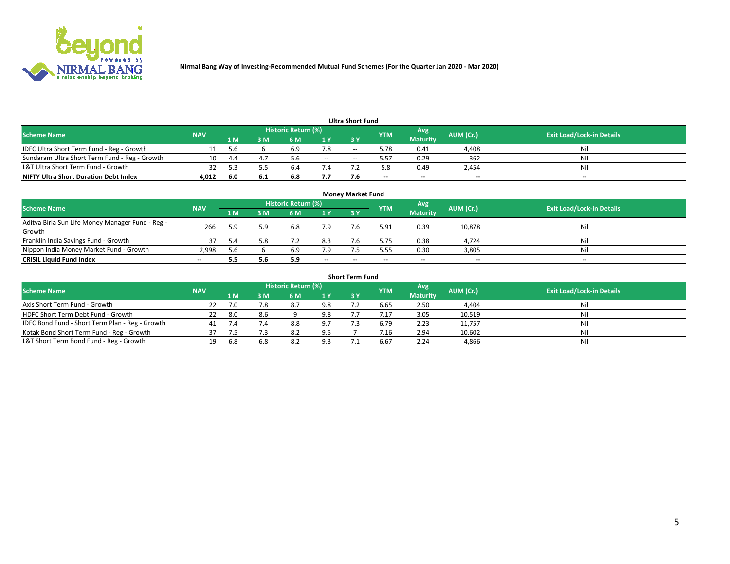**Nirmal Bang Way of Investing-Recommended Mutual Fund Schemes (For the Quarter Jan 2020 - Mar 2020)**

### Ultra Short Fund

| Scheme Name | NAV | Historic Return (%) | | | | | YTM | Avg Maturity | AUM (Cr.) | Exit Load/Lock-in Details |
|---|---|---|---|---|---|---|---|---|---|---|
| | | 1 M | 3 M | 6 M | 1 Y | 3 Y | | | | |
| IDFC Ultra Short Term Fund - Reg - Growth | 11 | 5.6 | 6 | 6.9 | 7.8 | -- | 5.78 | 0.41 | 4,408 | Nil |
| Sundaram Ultra Short Term Fund - Reg - Growth | 10 | 4.4 | 4.7 | 5.6 | -- | -- | 5.57 | 0.29 | 362 | Nil |
| L&T Ultra Short Term Fund - Growth | 32 | 5.3 | 5.5 | 6.4 | 7.4 | 7.2 | 5.8 | 0.49 | 2,454 | Nil |
| **NIFTY Ultra Short Duration Debt Index** | **4,012** | **6.0** | **6.1** | **6.8** | **7.7** | **7.6** | -- | -- | -- | -- |

### Money Market Fund

| Scheme Name | NAV | Historic Return (%) | | | | | YTM | Avg Maturity | AUM (Cr.) | Exit Load/Lock-in Details |
|---|---|---|---|---|---|---|---|---|---|---|
| | | 1 M | 3 M | 6 M | 1 Y | 3 Y | | | | |
| Aditya Birla Sun Life Money Manager Fund - Reg - Growth | 266 | 5.9 | 5.9 | 6.8 | 7.9 | 7.6 | 5.91 | 0.39 | 10,878 | Nil |
| Franklin India Savings Fund - Growth | 37 | 5.4 | 5.8 | 7.2 | 8.3 | 7.6 | 5.75 | 0.38 | 4,724 | Nil |
| Nippon India Money Market Fund - Growth | 2,998 | 5.6 | 6 | 6.9 | 7.9 | 7.5 | 5.55 | 0.30 | 3,805 | Nil |
| **CRISIL Liquid Fund Index** | -- | **5.5** | **5.6** | **5.9** | -- | -- | -- | -- | -- | -- |

### Short Term Fund

| Scheme Name | NAV | Historic Return (%) | | | | | YTM | Avg Maturity | AUM (Cr.) | Exit Load/Lock-in Details |
|---|---|---|---|---|---|---|---|---|---|---|
| | | 1 M | 3 M | 6 M | 1 Y | 3 Y | | | | |
| Axis Short Term Fund - Growth | 22 | 7.0 | 7.8 | 8.7 | 9.8 | 7.2 | 6.65 | 2.50 | 4,404 | Nil |
| HDFC Short Term Debt Fund - Growth | 22 | 8.0 | 8.6 | 9 | 9.8 | 7.7 | 7.17 | 3.05 | 10,519 | Nil |
| IDFC Bond Fund - Short Term Plan - Reg - Growth | 41 | 7.4 | 7.4 | 8.8 | 9.7 | 7.3 | 6.79 | 2.23 | 11,757 | Nil |
| Kotak Bond Short Term Fund - Reg - Growth | 37 | 7.5 | 7.3 | 8.2 | 9.5 | 7 | 7.16 | 2.94 | 10,602 | Nil |
| L&T Short Term Bond Fund - Reg - Growth | 19 | 6.8 | 6.8 | 8.2 | 9.3 | 7.1 | 6.67 | 2.24 | 4,866 | Nil |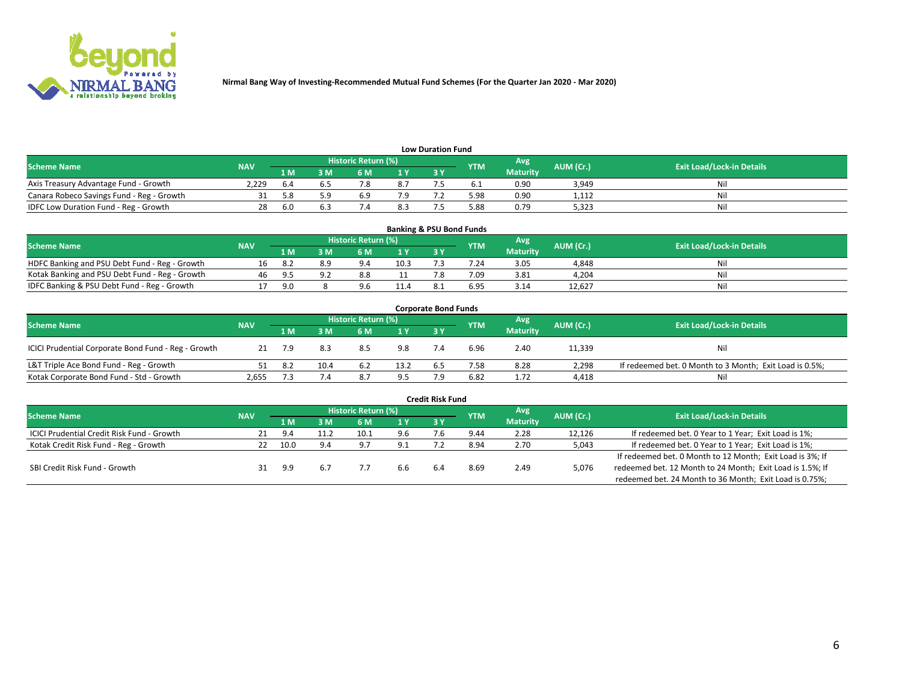Nirmal Bang Way of Investing-Recommended Mutual Fund Schemes (For the Quarter Jan 2020 - Mar 2020)

### Low Duration Fund

| Scheme Name | NAV | Historic Return (%) | | | | | YTM | Avg Maturity | AUM (Cr.) | Exit Load/Lock-in Details |
|---|---|---|---|---|---|---|---|---|---|---|
| | | 1 M | 3 M | 6 M | 1 Y | 3 Y | | | | |
| Axis Treasury Advantage Fund - Growth | 2,229 | 6.4 | 6.5 | 7.8 | 8.7 | 7.5 | 6.1 | 0.90 | 3,949 | Nil |
| Canara Robeco Savings Fund - Reg - Growth | 31 | 5.8 | 5.9 | 6.9 | 7.9 | 7.2 | 5.98 | 0.90 | 1,112 | Nil |
| IDFC Low Duration Fund - Reg - Growth | 28 | 6.0 | 6.3 | 7.4 | 8.3 | 7.5 | 5.88 | 0.79 | 5,323 | Nil |

### Banking & PSU Bond Funds

| Scheme Name | NAV | Historic Return (%) | | | | | YTM | Avg Maturity | AUM (Cr.) | Exit Load/Lock-in Details |
|---|---|---|---|---|---|---|---|---|---|---|
| | | 1 M | 3 M | 6 M | 1 Y | 3 Y | | | | |
| HDFC Banking and PSU Debt Fund - Reg - Growth | 16 | 8.2 | 8.9 | 9.4 | 10.3 | 7.3 | 7.24 | 3.05 | 4,848 | Nil |
| Kotak Banking and PSU Debt Fund - Reg - Growth | 46 | 9.5 | 9.2 | 8.8 | 11 | 7.8 | 7.09 | 3.81 | 4,204 | Nil |
| IDFC Banking & PSU Debt Fund - Reg - Growth | 17 | 9.0 | 8 | 9.6 | 11.4 | 8.1 | 6.95 | 3.14 | 12,627 | Nil |

### Corporate Bond Funds

| Scheme Name | NAV | Historic Return (%) | | | | | YTM | Avg Maturity | AUM (Cr.) | Exit Load/Lock-in Details |
|---|---|---|---|---|---|---|---|---|---|---|
| | | 1 M | 3 M | 6 M | 1 Y | 3 Y | | | | |
| ICICI Prudential Corporate Bond Fund - Reg - Growth | 21 | 7.9 | 8.3 | 8.5 | 9.8 | 7.4 | 6.96 | 2.40 | 11,339 | Nil |
| L&T Triple Ace Bond Fund - Reg - Growth | 51 | 8.2 | 10.4 | 6.2 | 13.2 | 6.5 | 7.58 | 8.28 | 2,298 | If redeemed bet. 0 Month to 3 Month; Exit Load is 0.5%; |
| Kotak Corporate Bond Fund - Std - Growth | 2,655 | 7.3 | 7.4 | 8.7 | 9.5 | 7.9 | 6.82 | 1.72 | 4,418 | Nil |

### Credit Risk Fund

| Scheme Name | NAV | Historic Return (%) | | | | | YTM | Avg Maturity | AUM (Cr.) | Exit Load/Lock-in Details |
|---|---|---|---|---|---|---|---|---|---|---|
| | | 1 M | 3 M | 6 M | 1 Y | 3 Y | | | | |
| ICICI Prudential Credit Risk Fund - Growth | 21 | 9.4 | 11.2 | 10.1 | 9.6 | 7.6 | 9.44 | 2.28 | 12,126 | If redeemed bet. 0 Year to 1 Year; Exit Load is 1%; |
| Kotak Credit Risk Fund - Reg - Growth | 22 | 10.0 | 9.4 | 9.7 | 9.1 | 7.2 | 8.94 | 2.70 | 5,043 | If redeemed bet. 0 Year to 1 Year; Exit Load is 1%; |
| SBI Credit Risk Fund - Growth | 31 | 9.9 | 6.7 | 7.7 | 6.6 | 6.4 | 8.69 | 2.49 | 5,076 | If redeemed bet. 0 Month to 12 Month; Exit Load is 3%; If redeemed bet. 12 Month to 24 Month; Exit Load is 1.5%; If redeemed bet. 24 Month to 36 Month; Exit Load is 0.75%; |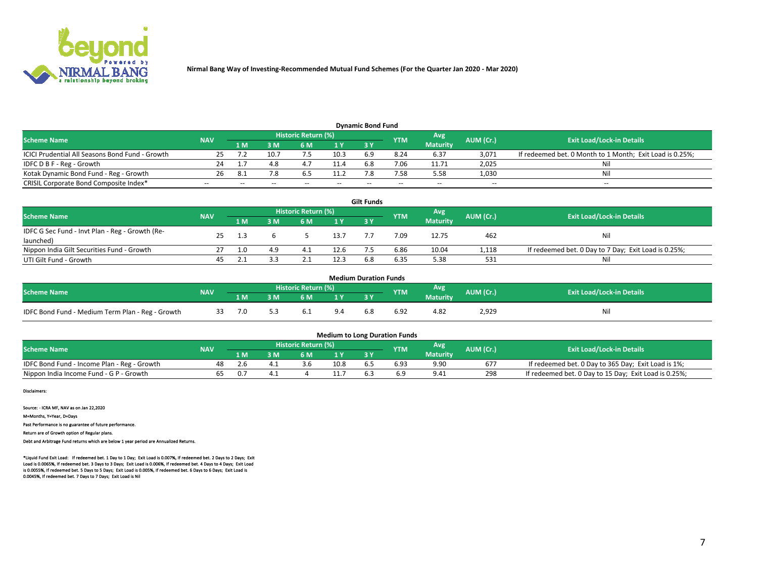Nirmal Bang Way of Investing-Recommended Mutual Fund Schemes (For the Quarter Jan 2020 - Mar 2020)

### Dynamic Bond Fund

| Scheme Name | NAV | Historic Return (%) | | | | | YTM | Avg Maturity | AUM (Cr.) | Exit Load/Lock-in Details |
|---|---|---|---|---|---|---|---|---|---|---|
| | | 1 M | 3 M | 6 M | 1 Y | 3 Y | | | | |
| ICICI Prudential All Seasons Bond Fund - Growth | 25 | 7.2 | 10.7 | 7.5 | 10.3 | 6.9 | 8.24 | 6.37 | 3,071 | If redeemed bet. 0 Month to 1 Month; Exit Load is 0.25%; |
| IDFC D B F - Reg - Growth | 24 | 1.7 | 4.8 | 4.7 | 11.4 | 6.8 | 7.06 | 11.71 | 2,025 | Nil |
| Kotak Dynamic Bond Fund - Reg - Growth | 26 | 8.1 | 7.8 | 6.5 | 11.2 | 7.8 | 7.58 | 5.58 | 1,030 | Nil |
| CRISIL Corporate Bond Composite Index* | -- | -- | -- | -- | -- | -- | -- | -- | -- | -- |

### Gilt Funds

| Scheme Name | NAV | Historic Return (%) | | | | | YTM | Avg Maturity | AUM (Cr.) | Exit Load/Lock-in Details |
|---|---|---|---|---|---|---|---|---|---|---|
| | | 1 M | 3 M | 6 M | 1 Y | 3 Y | | | | |
| IDFC G Sec Fund - Invt Plan - Reg - Growth (Re-launched) | 25 | 1.3 | 6 | 5 | 13.7 | 7.7 | 7.09 | 12.75 | 462 | Nil |
| Nippon India Gilt Securities Fund - Growth | 27 | 1.0 | 4.9 | 4.1 | 12.6 | 7.5 | 6.86 | 10.04 | 1,118 | If redeemed bet. 0 Day to 7 Day; Exit Load is 0.25%; |
| UTI Gilt Fund - Growth | 45 | 2.1 | 3.3 | 2.1 | 12.3 | 6.8 | 6.35 | 5.38 | 531 | Nil |

### Medium Duration Funds

| Scheme Name | NAV | Historic Return (%) | | | | | YTM | Avg Maturity | AUM (Cr.) | Exit Load/Lock-in Details |
|---|---|---|---|---|---|---|---|---|---|---|
| | | 1 M | 3 M | 6 M | 1 Y | 3 Y | | | | |
| IDFC Bond Fund - Medium Term Plan - Reg - Growth | 33 | 7.0 | 5.3 | 6.1 | 9.4 | 6.8 | 6.92 | 4.82 | 2,929 | Nil |

### Medium to Long Duration Funds

| Scheme Name | NAV | Historic Return (%) | | | | | YTM | Avg Maturity | AUM (Cr.) | Exit Load/Lock-in Details |
|---|---|---|---|---|---|---|---|---|---|---|
| | | 1 M | 3 M | 6 M | 1 Y | 3 Y | | | | |
| IDFC Bond Fund - Income Plan - Reg - Growth | 48 | 2.6 | 4.1 | 3.6 | 10.8 | 6.5 | 6.93 | 9.90 | 677 | If redeemed bet. 0 Day to 365 Day; Exit Load is 1%; |
| Nippon India Income Fund - G P - Growth | 65 | 0.7 | 4.1 | 4 | 11.7 | 6.3 | 6.9 | 9.41 | 298 | If redeemed bet. 0 Day to 15 Day; Exit Load is 0.25%; |

Disclaimers:

Source: - ICRA MF, NAV as on Jan 22,2020

M=Months, Y=Year, D=Days

Past Performance is no guarantee of future performance.

Return are of Growth option of Regular plans.

Debt and Arbitrage Fund returns which are below 1 year period are Annualized Returns.

*Liquid Fund Exit Load: If redeemed bet. 1 Day to 1 Day; Exit Load is 0.007%, If redeemed bet. 2 Days to 2 Days; Exit Load is 0.0065%, If redeemed bet. 3 Days to 3 Days; Exit Load is 0.006%, If redeemed bet. 4 Days to 4 Days; Exit Load is 0.0055%, If redeemed bet. 5 Days to 5 Days; Exit Load is 0.005%, If redeemed bet. 6 Days to 6 Days; Exit Load is 0.0045%, If redeemed bet. 7 Days to 7 Days; Exit Load is Nil